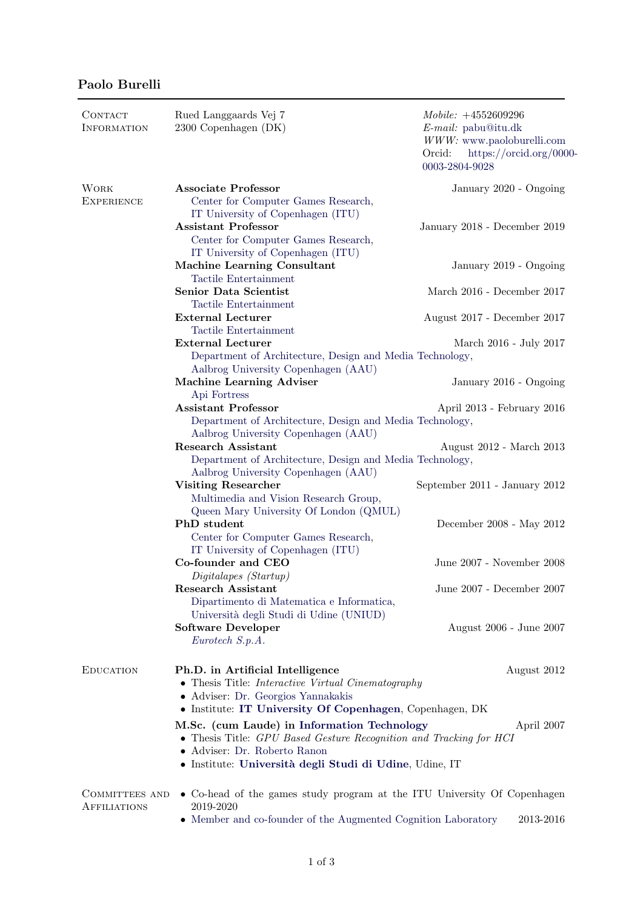# Paolo Burelli

## Contact Information

Rued Langgaards Vej 7
2300 Copenhagen (DK)

*Mobile:* +4552609296
*E-mail:* pabu@itu.dk
*WWW:* www.paoloburelli.com
Orcid: https://orcid.org/0000-0003-2804-9028

## Work Experience

**Associate Professor** — January 2020 - Ongoing
Center for Computer Games Research,
IT University of Copenhagen (ITU)

**Assistant Professor** — January 2018 - December 2019
Center for Computer Games Research,
IT University of Copenhagen (ITU)

**Machine Learning Consultant** — January 2019 - Ongoing
Tactile Entertainment

**Senior Data Scientist** — March 2016 - December 2017
Tactile Entertainment

**External Lecturer** — August 2017 - December 2017
Tactile Entertainment

**External Lecturer** — March 2016 - July 2017
Department of Architecture, Design and Media Technology,
Aalbrog University Copenhagen (AAU)

**Machine Learning Adviser** — January 2016 - Ongoing
Api Fortress

**Assistant Professor** — April 2013 - February 2016
Department of Architecture, Design and Media Technology,
Aalbrog University Copenhagen (AAU)

**Research Assistant** — August 2012 - March 2013
Department of Architecture, Design and Media Technology,
Aalbrog University Copenhagen (AAU)

**Visiting Researcher** — September 2011 - January 2012
Multimedia and Vision Research Group,
Queen Mary University Of London (QMUL)

**PhD student** — December 2008 - May 2012
Center for Computer Games Research,
IT University of Copenhagen (ITU)

**Co-founder and CEO** — June 2007 - November 2008
*Digitalapes (Startup)*

**Research Assistant** — June 2007 - December 2007
Dipartimento di Matematica e Informatica,
Università degli Studi di Udine (UNIUD)

**Software Developer** — August 2006 - June 2007
*Eurotech S.p.A.*

## Education

**Ph.D. in Artificial Intelligence** — August 2012
- Thesis Title: *Interactive Virtual Cinematography*
- Adviser: Dr. Georgios Yannakakis
- Institute: **IT University Of Copenhagen**, Copenhagen, DK

**M.Sc. (cum Laude) in Information Technology** — April 2007
- Thesis Title: *GPU Based Gesture Recognition and Tracking for HCI*
- Adviser: Dr. Roberto Ranon
- Institute: **Università degli Studi di Udine**, Udine, IT

## Committees and Affiliations

- Co-head of the games study program at the ITU University Of Copenhagen 2019-2020
- Member and co-founder of the Augmented Cognition Laboratory — 2013-2016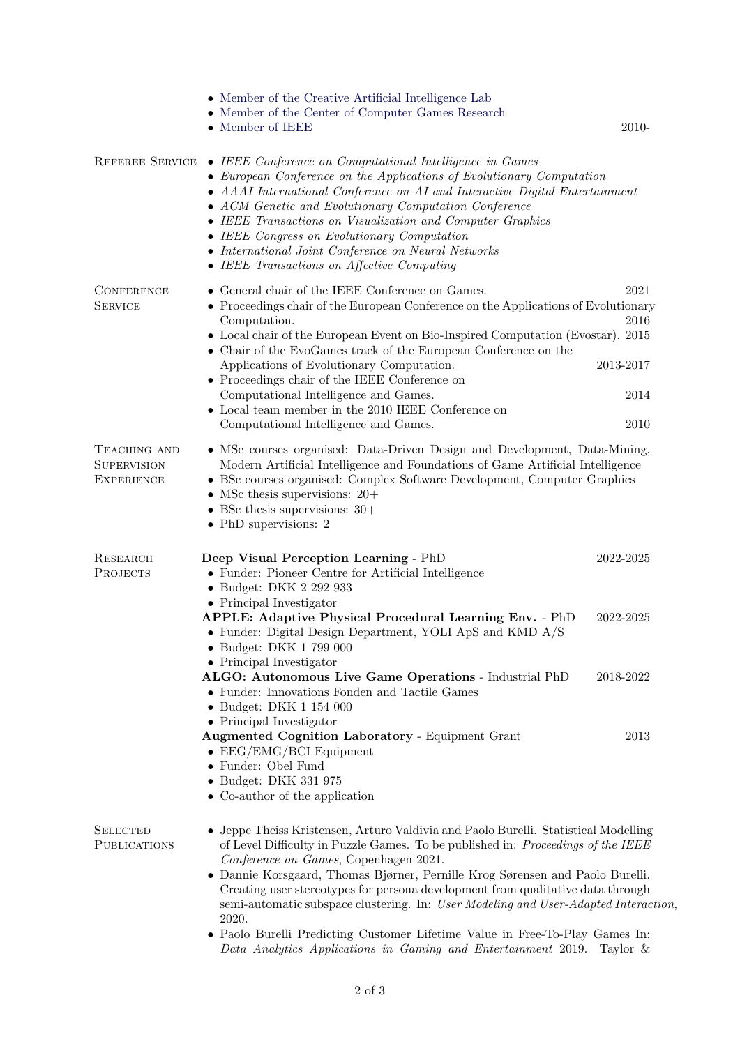- Member of the Creative Artificial Intelligence Lab
- Member of the Center of Computer Games Research
- Member of IEEE — 2010-

## Referee Service

- *IEEE Conference on Computational Intelligence in Games*
- *European Conference on the Applications of Evolutionary Computation*
- *AAAI International Conference on AI and Interactive Digital Entertainment*
- *ACM Genetic and Evolutionary Computation Conference*
- *IEEE Transactions on Visualization and Computer Graphics*
- *IEEE Congress on Evolutionary Computation*
- *International Joint Conference on Neural Networks*
- *IEEE Transactions on Affective Computing*

## Conference Service

- General chair of the IEEE Conference on Games. — 2021
- Proceedings chair of the European Conference on the Applications of Evolutionary Computation. — 2016
- Local chair of the European Event on Bio-Inspired Computation (Evostar). — 2015
- Chair of the EvoGames track of the European Conference on the Applications of Evolutionary Computation. — 2013-2017
- Proceedings chair of the IEEE Conference on Computational Intelligence and Games. — 2014
- Local team member in the 2010 IEEE Conference on Computational Intelligence and Games. — 2010

## Teaching and Supervision Experience

- MSc courses organised: Data-Driven Design and Development, Data-Mining, Modern Artificial Intelligence and Foundations of Game Artificial Intelligence
- BSc courses organised: Complex Software Development, Computer Graphics
- MSc thesis supervisions: 20+
- BSc thesis supervisions: 30+
- PhD supervisions: 2

## Research Projects

**Deep Visual Perception Learning** - PhD — 2022-2025

- Funder: Pioneer Centre for Artificial Intelligence
- Budget: DKK 2 292 933
- Principal Investigator

**APPLE: Adaptive Physical Procedural Learning Env.** - PhD — 2022-2025

- Funder: Digital Design Department, YOLI ApS and KMD A/S
- Budget: DKK 1 799 000
- Principal Investigator

**ALGO: Autonomous Live Game Operations** - Industrial PhD — 2018-2022

- Funder: Innovations Fonden and Tactile Games
- Budget: DKK 1 154 000
- Principal Investigator

**Augmented Cognition Laboratory** - Equipment Grant — 2013

- EEG/EMG/BCI Equipment
- Funder: Obel Fund
- Budget: DKK 331 975
- Co-author of the application

## Selected Publications

- Jeppe Theiss Kristensen, Arturo Valdivia and Paolo Burelli. Statistical Modelling of Level Difficulty in Puzzle Games. To be published in: *Proceedings of the IEEE Conference on Games*, Copenhagen 2021.
- Dannie Korsgaard, Thomas Bjørner, Pernille Krog Sørensen and Paolo Burelli. Creating user stereotypes for persona development from qualitative data through semi-automatic subspace clustering. In: *User Modeling and User-Adapted Interaction*, 2020.
- Paolo Burelli Predicting Customer Lifetime Value in Free-To-Play Games In: *Data Analytics Applications in Gaming and Entertainment* 2019. Taylor &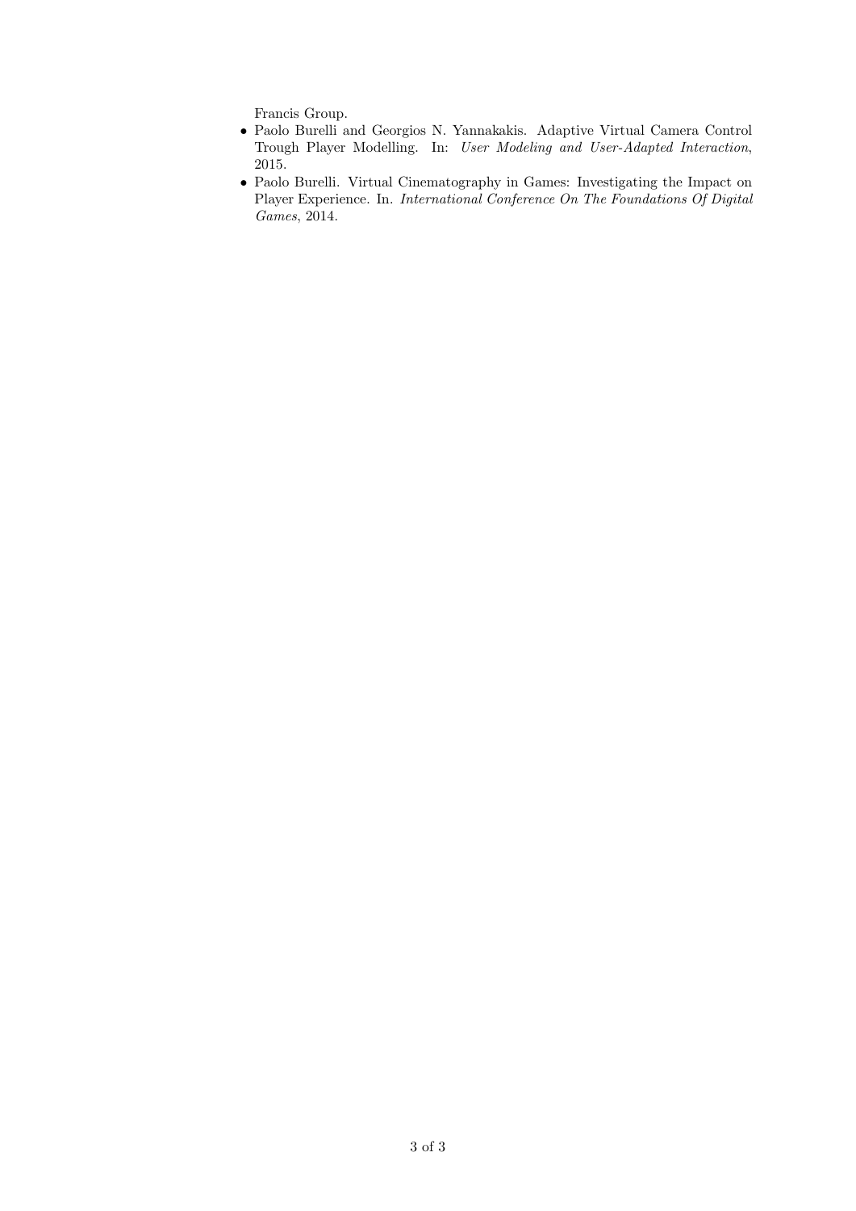Francis Group.

- Paolo Burelli and Georgios N. Yannakakis. Adaptive Virtual Camera Control Trough Player Modelling. In: *User Modeling and User-Adapted Interaction*, 2015.
- Paolo Burelli. Virtual Cinematography in Games: Investigating the Impact on Player Experience. In. *International Conference On The Foundations Of Digital Games*, 2014.